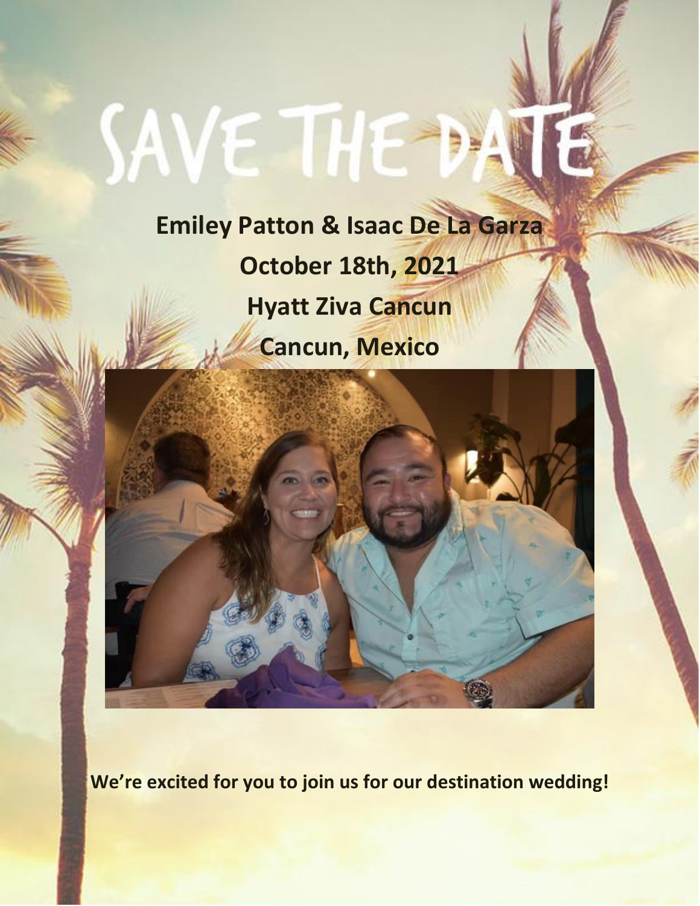# SAVE THE DATE

**Emiley Patton & Isaac De La Garza**

**October 18th, 2021**

**Hyatt Ziva Cancun**

**Cancun, Mexico**

**We're excited for you to join us for our destination wedding!**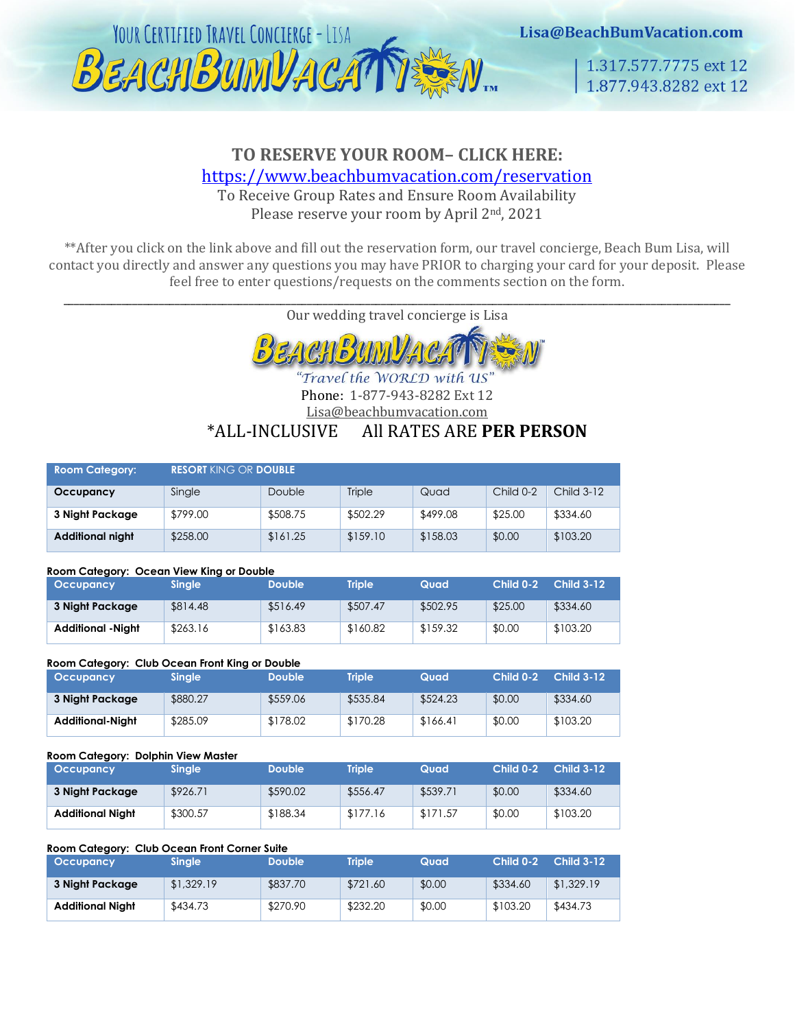YOUR CERTIFIED TRAVEL CONCIERGE - LISA

BEACHBUMVACATION™

Lisa@BeachBumVacation.com

1.317.577.7775 ext 12
1.877.943.8282 ext 12

## TO RESERVE YOUR ROOM– CLICK HERE:

https://www.beachbumvacation.com/reservation

To Receive Group Rates and Ensure Room Availability
Please reserve your room by April 2nd, 2021

**After you click on the link above and fill out the reservation form, our travel concierge, Beach Bum Lisa, will contact you directly and answer any questions you may have PRIOR to charging your card for your deposit. Please feel free to enter questions/requests on the comments section on the form.

---

Our wedding travel concierge is Lisa

BEACHBUMVACATION™

*"Travel the WORLD with US"*

Phone: 1-877-943-8282 Ext 12

Lisa@beachbumvacation.com

*ALL-INCLUSIVE All RATES ARE **PER PERSON**

| Room Category: | **RESORT** KING OR **DOUBLE** | | | | | |
|---|---|---|---|---|---|---|
| **Occupancy** | Single | Double | Triple | Quad | Child 0-2 | Child 3-12 |
| **3 Night Package** | $799.00 | $508.75 | $502.29 | $499.08 | $25.00 | $334.60 |
| **Additional night** | $258.00 | $161.25 | $159.10 | $158.03 | $0.00 | $103.20 |

**Room Category: Ocean View King or Double**

| Occupancy | Single | Double | Triple | Quad | Child 0-2 | Child 3-12 |
|---|---|---|---|---|---|---|
| **3 Night Package** | $814.48 | $516.49 | $507.47 | $502.95 | $25.00 | $334.60 |
| **Additional -Night** | $263.16 | $163.83 | $160.82 | $159.32 | $0.00 | $103.20 |

**Room Category: Club Ocean Front King or Double**

| Occupancy | Single | Double | Triple | Quad | Child 0-2 | Child 3-12 |
|---|---|---|---|---|---|---|
| **3 Night Package** | $880.27 | $559.06 | $535.84 | $524.23 | $0.00 | $334.60 |
| **Additional-Night** | $285.09 | $178.02 | $170.28 | $166.41 | $0.00 | $103.20 |

**Room Category: Dolphin View Master**

| Occupancy | Single | Double | Triple | Quad | Child 0-2 | Child 3-12 |
|---|---|---|---|---|---|---|
| **3 Night Package** | $926.71 | $590.02 | $556.47 | $539.71 | $0.00 | $334.60 |
| **Additional Night** | $300.57 | $188.34 | $177.16 | $171.57 | $0.00 | $103.20 |

**Room Category: Club Ocean Front Corner Suite**

| Occupancy | Single | Double | Triple | Quad | Child 0-2 | Child 3-12 |
|---|---|---|---|---|---|---|
| **3 Night Package** | $1,329.19 | $837.70 | $721.60 | $0.00 | $334.60 | $1,329.19 |
| **Additional Night** | $434.73 | $270.90 | $232.20 | $0.00 | $103.20 | $434.73 |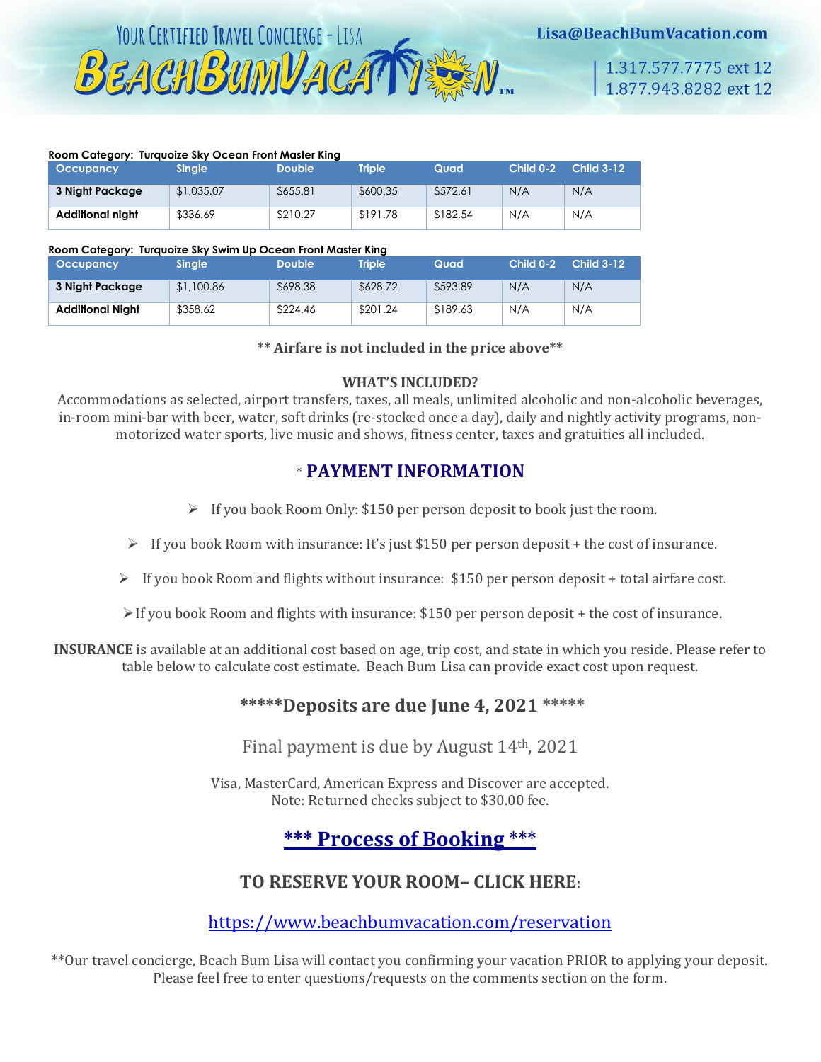**Room Category: Turquoize Sky Ocean Front Master King**

| Occupancy | Single | Double | Triple | Quad | Child 0-2 | Child 3-12 |
| --- | --- | --- | --- | --- | --- | --- |
| **3 Night Package** | $1,035.07 | $655.81 | $600.35 | $572.61 | N/A | N/A |
| **Additional night** | $336.69 | $210.27 | $191.78 | $182.54 | N/A | N/A |

**Room Category: Turquoize Sky Swim Up Ocean Front Master King**

| Occupancy | Single | Double | Triple | Quad | Child 0-2 | Child 3-12 |
| --- | --- | --- | --- | --- | --- | --- |
| **3 Night Package** | $1,100.86 | $698.38 | $628.72 | $593.89 | N/A | N/A |
| **Additional Night** | $358.62 | $224.46 | $201.24 | $189.63 | N/A | N/A |

**** Airfare is not included in the price above****

**WHAT'S INCLUDED?**

Accommodations as selected, airport transfers, taxes, all meals, unlimited alcoholic and non-alcoholic beverages, in-room mini-bar with beer, water, soft drinks (re-stocked once a day), daily and nightly activity programs, non-motorized water sports, live music and shows, fitness center, taxes and gratuities all included.

## * PAYMENT INFORMATION

- If you book Room Only: $150 per person deposit to book just the room.
- If you book Room with insurance: It's just $150 per person deposit + the cost of insurance.
- If you book Room and flights without insurance: $150 per person deposit + total airfare cost.
- If you book Room and flights with insurance: $150 per person deposit + the cost of insurance.

**INSURANCE** is available at an additional cost based on age, trip cost, and state in which you reside. Please refer to table below to calculate cost estimate. Beach Bum Lisa can provide exact cost upon request.

### *****Deposits are due June 4, 2021 *****

Final payment is due by August 14th, 2021

Visa, MasterCard, American Express and Discover are accepted.
Note: Returned checks subject to $30.00 fee.

## *** Process of Booking ***

### TO RESERVE YOUR ROOM– CLICK HERE:

https://www.beachbumvacation.com/reservation

**Our travel concierge, Beach Bum Lisa will contact you confirming your vacation PRIOR to applying your deposit. Please feel free to enter questions/requests on the comments section on the form.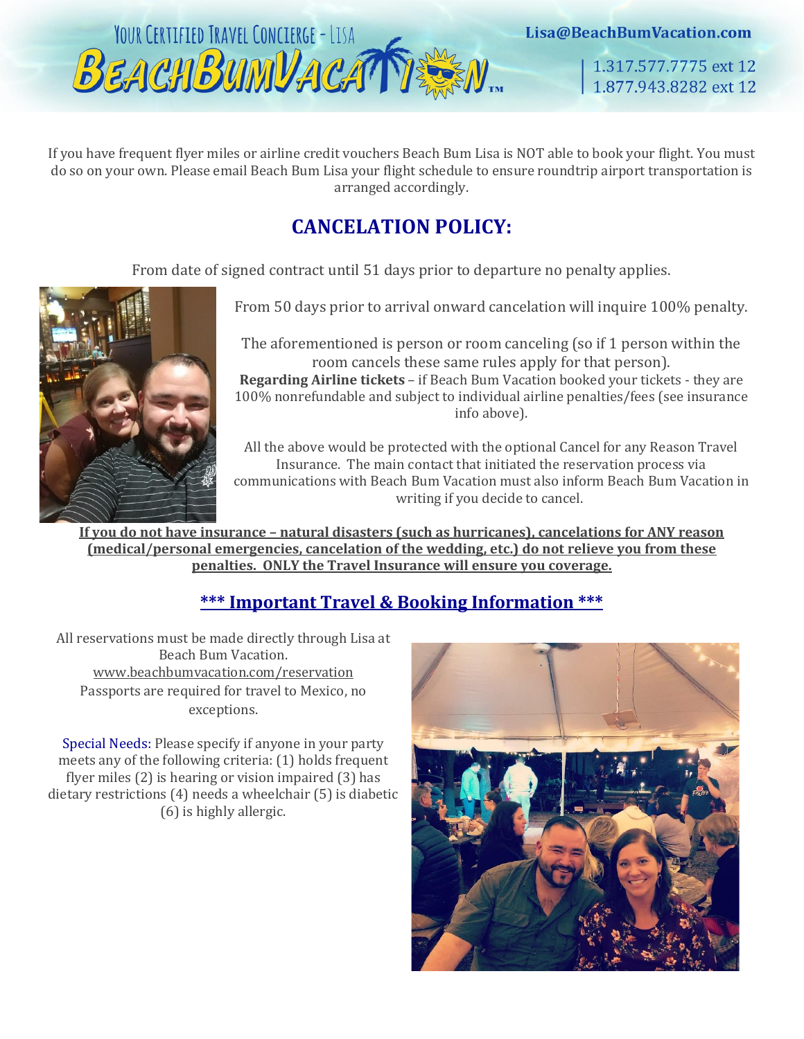If you have frequent flyer miles or airline credit vouchers Beach Bum Lisa is NOT able to book your flight. You must do so on your own. Please email Beach Bum Lisa your flight schedule to ensure roundtrip airport transportation is arranged accordingly.

## CANCELATION POLICY:

From date of signed contract until 51 days prior to departure no penalty applies.

From 50 days prior to arrival onward cancelation will inquire 100% penalty.

The aforementioned is person or room canceling (so if 1 person within the room cancels these same rules apply for that person).
**Regarding Airline tickets** – if Beach Bum Vacation booked your tickets - they are 100% nonrefundable and subject to individual airline penalties/fees (see insurance info above).

All the above would be protected with the optional Cancel for any Reason Travel Insurance. The main contact that initiated the reservation process via communications with Beach Bum Vacation must also inform Beach Bum Vacation in writing if you decide to cancel.

**If you do not have insurance – natural disasters (such as hurricanes), cancelations for ANY reason (medical/personal emergencies, cancelation of the wedding, etc.) do not relieve you from these penalties. ONLY the Travel Insurance will ensure you coverage.**

## *** Important Travel & Booking Information ***

All reservations must be made directly through Lisa at Beach Bum Vacation.
www.beachbumvacation.com/reservation
Passports are required for travel to Mexico, no exceptions.

Special Needs: Please specify if anyone in your party meets any of the following criteria: (1) holds frequent flyer miles (2) is hearing or vision impaired (3) has dietary restrictions (4) needs a wheelchair (5) is diabetic (6) is highly allergic.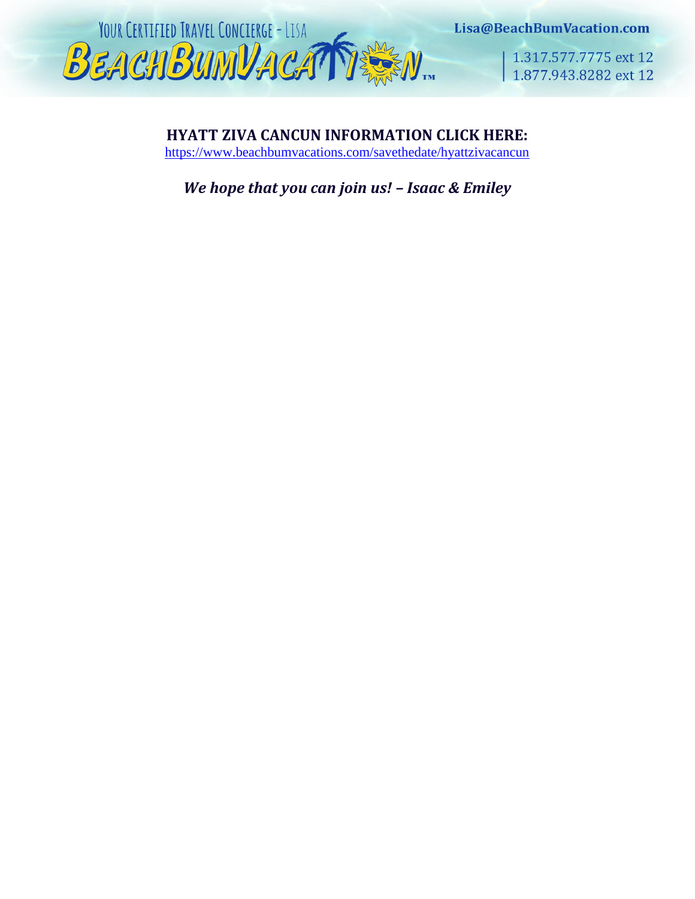**HYATT ZIVA CANCUN INFORMATION CLICK HERE:**
https://www.beachbumvacations.com/savethedate/hyattzivacancun

***We hope that you can join us! – Isaac & Emiley***